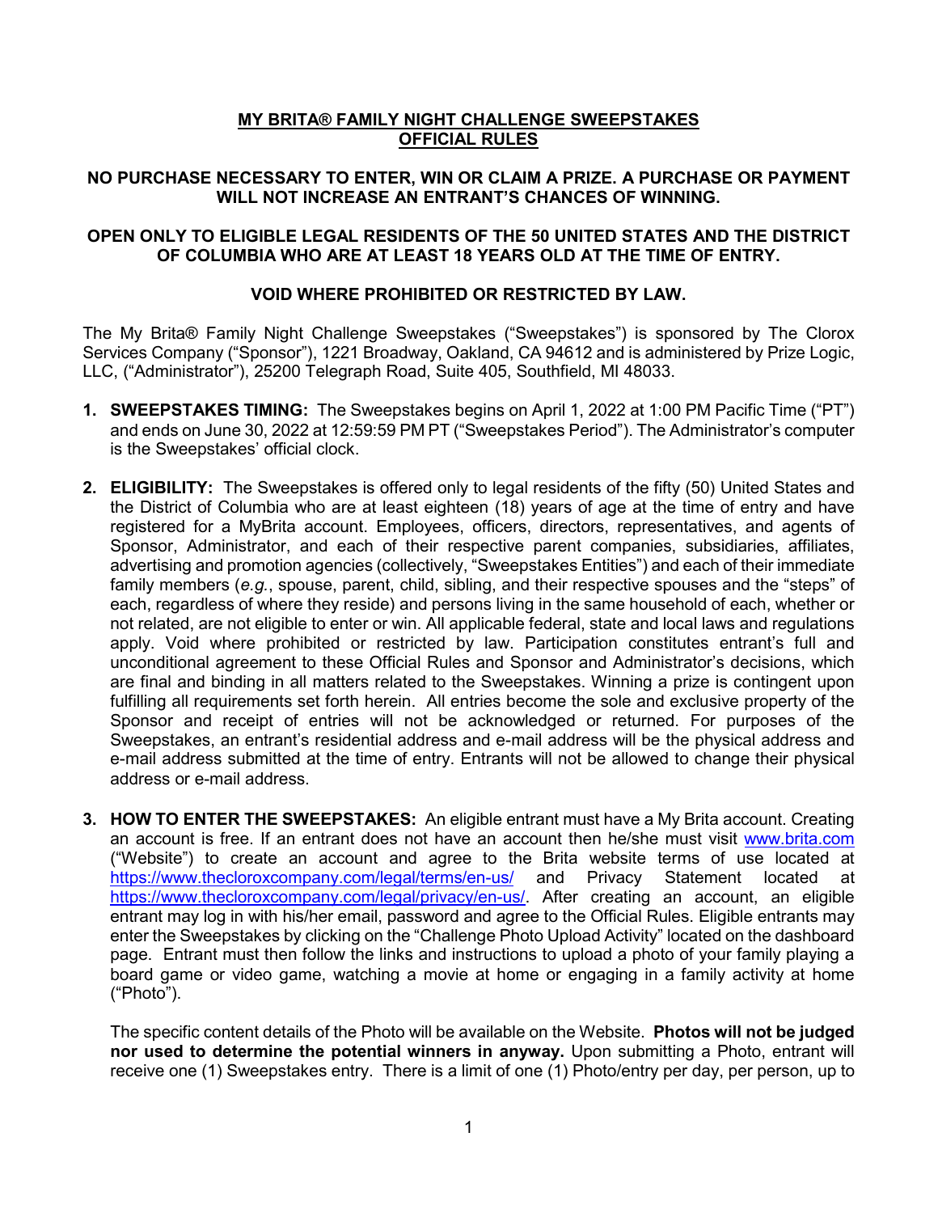# MY BRITA® FAMILY NIGHT CHALLENGE SWEEPSTAKES OFFICIAL RULES

**NO PURCHASE NECESSARY TO ENTER, WIN OR CLAIM A PRIZE. A PURCHASE OR PAYMENT WILL NOT INCREASE AN ENTRANT'S CHANCES OF WINNING.**

**OPEN ONLY TO ELIGIBLE LEGAL RESIDENTS OF THE 50 UNITED STATES AND THE DISTRICT OF COLUMBIA WHO ARE AT LEAST 18 YEARS OLD AT THE TIME OF ENTRY.**

**VOID WHERE PROHIBITED OR RESTRICTED BY LAW.**

The My Brita® Family Night Challenge Sweepstakes ("Sweepstakes") is sponsored by The Clorox Services Company ("Sponsor"), 1221 Broadway, Oakland, CA 94612 and is administered by Prize Logic, LLC, ("Administrator"), 25200 Telegraph Road, Suite 405, Southfield, MI 48033.

1. **SWEEPSTAKES TIMING:** The Sweepstakes begins on April 1, 2022 at 1:00 PM Pacific Time ("PT") and ends on June 30, 2022 at 12:59:59 PM PT ("Sweepstakes Period"). The Administrator's computer is the Sweepstakes' official clock.

2. **ELIGIBILITY:** The Sweepstakes is offered only to legal residents of the fifty (50) United States and the District of Columbia who are at least eighteen (18) years of age at the time of entry and have registered for a MyBrita account. Employees, officers, directors, representatives, and agents of Sponsor, Administrator, and each of their respective parent companies, subsidiaries, affiliates, advertising and promotion agencies (collectively, "Sweepstakes Entities") and each of their immediate family members (*e.g.*, spouse, parent, child, sibling, and their respective spouses and the "steps" of each, regardless of where they reside) and persons living in the same household of each, whether or not related, are not eligible to enter or win. All applicable federal, state and local laws and regulations apply. Void where prohibited or restricted by law. Participation constitutes entrant's full and unconditional agreement to these Official Rules and Sponsor and Administrator's decisions, which are final and binding in all matters related to the Sweepstakes. Winning a prize is contingent upon fulfilling all requirements set forth herein. All entries become the sole and exclusive property of the Sponsor and receipt of entries will not be acknowledged or returned. For purposes of the Sweepstakes, an entrant's residential address and e-mail address will be the physical address and e-mail address submitted at the time of entry. Entrants will not be allowed to change their physical address or e-mail address.

3. **HOW TO ENTER THE SWEEPSTAKES:** An eligible entrant must have a My Brita account. Creating an account is free. If an entrant does not have an account then he/she must visit www.brita.com ("Website") to create an account and agree to the Brita website terms of use located at https://www.thecloroxcompany.com/legal/terms/en-us/ and Privacy Statement located at https://www.thecloroxcompany.com/legal/privacy/en-us/. After creating an account, an eligible entrant may log in with his/her email, password and agree to the Official Rules. Eligible entrants may enter the Sweepstakes by clicking on the "Challenge Photo Upload Activity" located on the dashboard page. Entrant must then follow the links and instructions to upload a photo of your family playing a board game or video game, watching a movie at home or engaging in a family activity at home ("Photo").

   The specific content details of the Photo will be available on the Website. **Photos will not be judged nor used to determine the potential winners in anyway.** Upon submitting a Photo, entrant will receive one (1) Sweepstakes entry. There is a limit of one (1) Photo/entry per day, per person, up to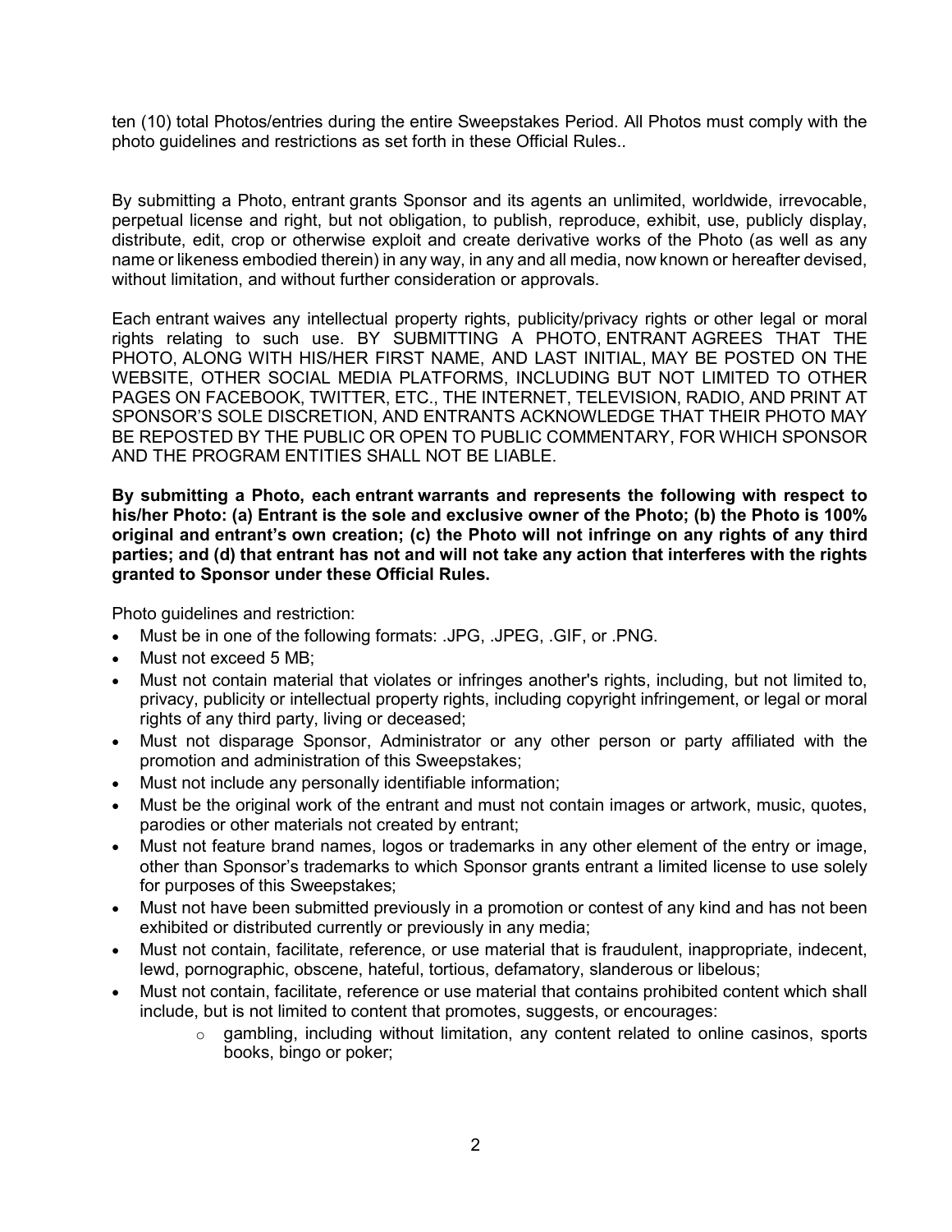ten (10) total Photos/entries during the entire Sweepstakes Period. All Photos must comply with the photo guidelines and restrictions as set forth in these Official Rules..

By submitting a Photo, entrant grants Sponsor and its agents an unlimited, worldwide, irrevocable, perpetual license and right, but not obligation, to publish, reproduce, exhibit, use, publicly display, distribute, edit, crop or otherwise exploit and create derivative works of the Photo (as well as any name or likeness embodied therein) in any way, in any and all media, now known or hereafter devised, without limitation, and without further consideration or approvals.

Each entrant waives any intellectual property rights, publicity/privacy rights or other legal or moral rights relating to such use. BY SUBMITTING A PHOTO, ENTRANT AGREES THAT THE PHOTO, ALONG WITH HIS/HER FIRST NAME, AND LAST INITIAL, MAY BE POSTED ON THE WEBSITE, OTHER SOCIAL MEDIA PLATFORMS, INCLUDING BUT NOT LIMITED TO OTHER PAGES ON FACEBOOK, TWITTER, ETC., THE INTERNET, TELEVISION, RADIO, AND PRINT AT SPONSOR'S SOLE DISCRETION, AND ENTRANTS ACKNOWLEDGE THAT THEIR PHOTO MAY BE REPOSTED BY THE PUBLIC OR OPEN TO PUBLIC COMMENTARY, FOR WHICH SPONSOR AND THE PROGRAM ENTITIES SHALL NOT BE LIABLE.

**By submitting a Photo, each entrant warrants and represents the following with respect to his/her Photo: (a) Entrant is the sole and exclusive owner of the Photo; (b) the Photo is 100% original and entrant's own creation; (c) the Photo will not infringe on any rights of any third parties; and (d) that entrant has not and will not take any action that interferes with the rights granted to Sponsor under these Official Rules.**

Photo guidelines and restriction:

- Must be in one of the following formats: .JPG, .JPEG, .GIF, or .PNG.
- Must not exceed 5 MB;
- Must not contain material that violates or infringes another's rights, including, but not limited to, privacy, publicity or intellectual property rights, including copyright infringement, or legal or moral rights of any third party, living or deceased;
- Must not disparage Sponsor, Administrator or any other person or party affiliated with the promotion and administration of this Sweepstakes;
- Must not include any personally identifiable information;
- Must be the original work of the entrant and must not contain images or artwork, music, quotes, parodies or other materials not created by entrant;
- Must not feature brand names, logos or trademarks in any other element of the entry or image, other than Sponsor's trademarks to which Sponsor grants entrant a limited license to use solely for purposes of this Sweepstakes;
- Must not have been submitted previously in a promotion or contest of any kind and has not been exhibited or distributed currently or previously in any media;
- Must not contain, facilitate, reference, or use material that is fraudulent, inappropriate, indecent, lewd, pornographic, obscene, hateful, tortious, defamatory, slanderous or libelous;
- Must not contain, facilitate, reference or use material that contains prohibited content which shall include, but is not limited to content that promotes, suggests, or encourages:
  - gambling, including without limitation, any content related to online casinos, sports books, bingo or poker;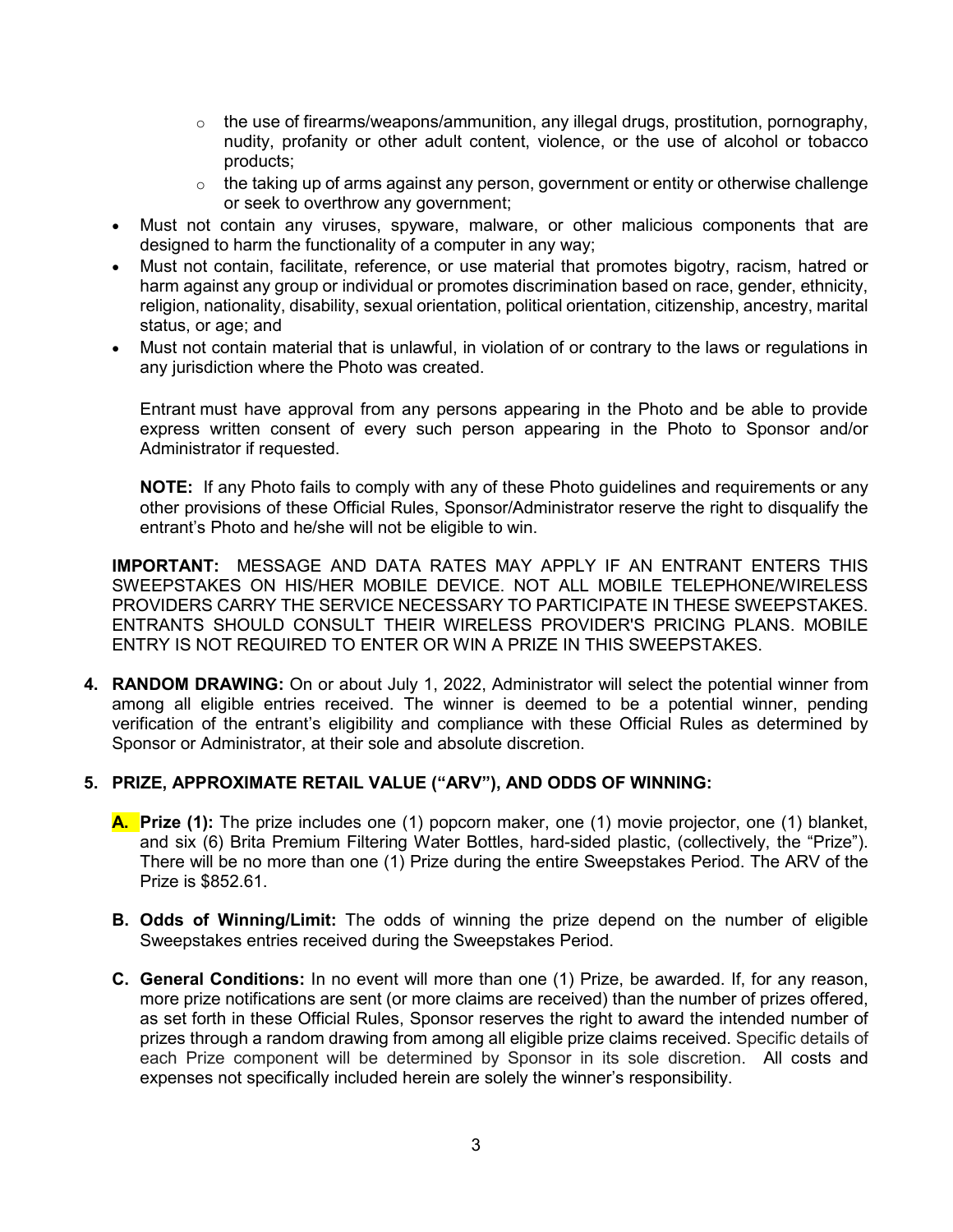- the use of firearms/weapons/ammunition, any illegal drugs, prostitution, pornography, nudity, profanity or other adult content, violence, or the use of alcohol or tobacco products;
    - the taking up of arms against any person, government or entity or otherwise challenge or seek to overthrow any government;
- Must not contain any viruses, spyware, malware, or other malicious components that are designed to harm the functionality of a computer in any way;
- Must not contain, facilitate, reference, or use material that promotes bigotry, racism, hatred or harm against any group or individual or promotes discrimination based on race, gender, ethnicity, religion, nationality, disability, sexual orientation, political orientation, citizenship, ancestry, marital status, or age; and
- Must not contain material that is unlawful, in violation of or contrary to the laws or regulations in any jurisdiction where the Photo was created.

  Entrant must have approval from any persons appearing in the Photo and be able to provide express written consent of every such person appearing in the Photo to Sponsor and/or Administrator if requested.

  **NOTE:** If any Photo fails to comply with any of these Photo guidelines and requirements or any other provisions of these Official Rules, Sponsor/Administrator reserve the right to disqualify the entrant's Photo and he/she will not be eligible to win.

**IMPORTANT:** MESSAGE AND DATA RATES MAY APPLY IF AN ENTRANT ENTERS THIS SWEEPSTAKES ON HIS/HER MOBILE DEVICE. NOT ALL MOBILE TELEPHONE/WIRELESS PROVIDERS CARRY THE SERVICE NECESSARY TO PARTICIPATE IN THESE SWEEPSTAKES. ENTRANTS SHOULD CONSULT THEIR WIRELESS PROVIDER'S PRICING PLANS. MOBILE ENTRY IS NOT REQUIRED TO ENTER OR WIN A PRIZE IN THIS SWEEPSTAKES.

4. **RANDOM DRAWING:** On or about July 1, 2022, Administrator will select the potential winner from among all eligible entries received. The winner is deemed to be a potential winner, pending verification of the entrant's eligibility and compliance with these Official Rules as determined by Sponsor or Administrator, at their sole and absolute discretion.

5. **PRIZE, APPROXIMATE RETAIL VALUE ("ARV"), AND ODDS OF WINNING:**

   **A. Prize (1):** The prize includes one (1) popcorn maker, one (1) movie projector, one (1) blanket, and six (6) Brita Premium Filtering Water Bottles, hard-sided plastic, (collectively, the "Prize"). There will be no more than one (1) Prize during the entire Sweepstakes Period. The ARV of the Prize is $852.61.

   **B. Odds of Winning/Limit:** The odds of winning the prize depend on the number of eligible Sweepstakes entries received during the Sweepstakes Period.

   **C. General Conditions:** In no event will more than one (1) Prize, be awarded. If, for any reason, more prize notifications are sent (or more claims are received) than the number of prizes offered, as set forth in these Official Rules, Sponsor reserves the right to award the intended number of prizes through a random drawing from among all eligible prize claims received. Specific details of each Prize component will be determined by Sponsor in its sole discretion. All costs and expenses not specifically included herein are solely the winner's responsibility.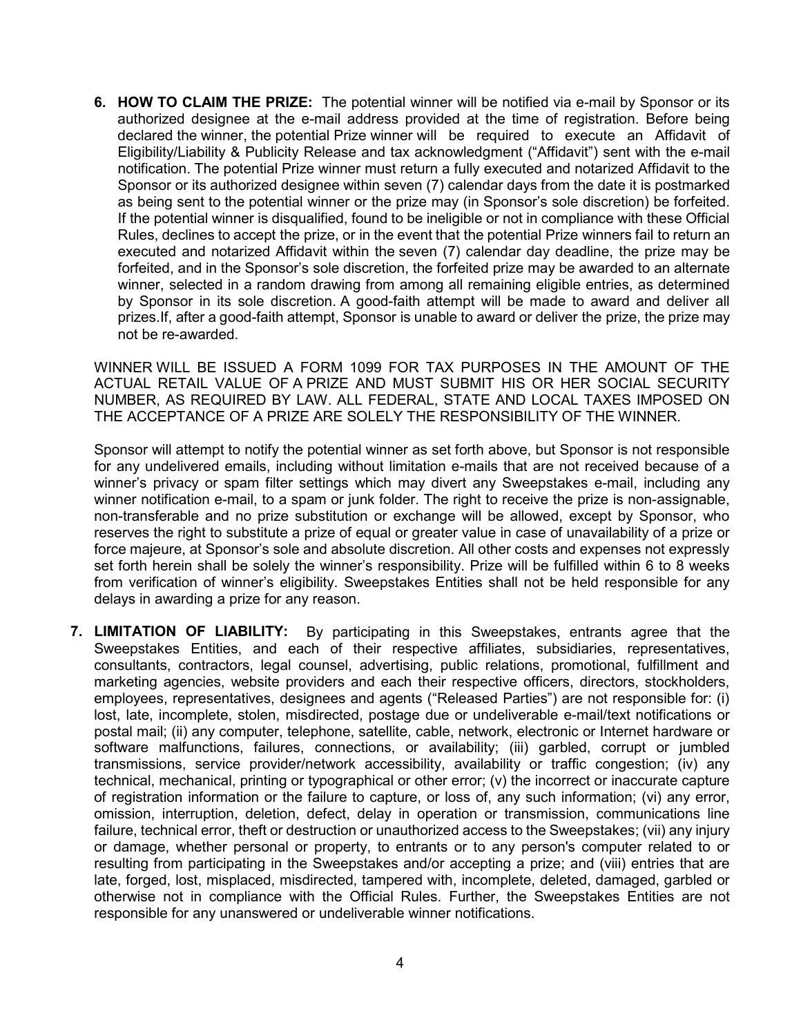6. **HOW TO CLAIM THE PRIZE:** The potential winner will be notified via e-mail by Sponsor or its authorized designee at the e-mail address provided at the time of registration. Before being declared the winner, the potential Prize winner will be required to execute an Affidavit of Eligibility/Liability & Publicity Release and tax acknowledgment ("Affidavit") sent with the e-mail notification. The potential Prize winner must return a fully executed and notarized Affidavit to the Sponsor or its authorized designee within seven (7) calendar days from the date it is postmarked as being sent to the potential winner or the prize may (in Sponsor's sole discretion) be forfeited. If the potential winner is disqualified, found to be ineligible or not in compliance with these Official Rules, declines to accept the prize, or in the event that the potential Prize winners fail to return an executed and notarized Affidavit within the seven (7) calendar day deadline, the prize may be forfeited, and in the Sponsor's sole discretion, the forfeited prize may be awarded to an alternate winner, selected in a random drawing from among all remaining eligible entries, as determined by Sponsor in its sole discretion. A good-faith attempt will be made to award and deliver all prizes.If, after a good-faith attempt, Sponsor is unable to award or deliver the prize, the prize may not be re-awarded.

   WINNER WILL BE ISSUED A FORM 1099 FOR TAX PURPOSES IN THE AMOUNT OF THE ACTUAL RETAIL VALUE OF A PRIZE AND MUST SUBMIT HIS OR HER SOCIAL SECURITY NUMBER, AS REQUIRED BY LAW. ALL FEDERAL, STATE AND LOCAL TAXES IMPOSED ON THE ACCEPTANCE OF A PRIZE ARE SOLELY THE RESPONSIBILITY OF THE WINNER.

   Sponsor will attempt to notify the potential winner as set forth above, but Sponsor is not responsible for any undelivered emails, including without limitation e-mails that are not received because of a winner's privacy or spam filter settings which may divert any Sweepstakes e-mail, including any winner notification e-mail, to a spam or junk folder. The right to receive the prize is non-assignable, non-transferable and no prize substitution or exchange will be allowed, except by Sponsor, who reserves the right to substitute a prize of equal or greater value in case of unavailability of a prize or force majeure, at Sponsor's sole and absolute discretion. All other costs and expenses not expressly set forth herein shall be solely the winner's responsibility. Prize will be fulfilled within 6 to 8 weeks from verification of winner's eligibility. Sweepstakes Entities shall not be held responsible for any delays in awarding a prize for any reason.

7. **LIMITATION OF LIABILITY:** By participating in this Sweepstakes, entrants agree that the Sweepstakes Entities, and each of their respective affiliates, subsidiaries, representatives, consultants, contractors, legal counsel, advertising, public relations, promotional, fulfillment and marketing agencies, website providers and each their respective officers, directors, stockholders, employees, representatives, designees and agents ("Released Parties") are not responsible for: (i) lost, late, incomplete, stolen, misdirected, postage due or undeliverable e-mail/text notifications or postal mail; (ii) any computer, telephone, satellite, cable, network, electronic or Internet hardware or software malfunctions, failures, connections, or availability; (iii) garbled, corrupt or jumbled transmissions, service provider/network accessibility, availability or traffic congestion; (iv) any technical, mechanical, printing or typographical or other error; (v) the incorrect or inaccurate capture of registration information or the failure to capture, or loss of, any such information; (vi) any error, omission, interruption, deletion, defect, delay in operation or transmission, communications line failure, technical error, theft or destruction or unauthorized access to the Sweepstakes; (vii) any injury or damage, whether personal or property, to entrants or to any person's computer related to or resulting from participating in the Sweepstakes and/or accepting a prize; and (viii) entries that are late, forged, lost, misplaced, misdirected, tampered with, incomplete, deleted, damaged, garbled or otherwise not in compliance with the Official Rules. Further, the Sweepstakes Entities are not responsible for any unanswered or undeliverable winner notifications.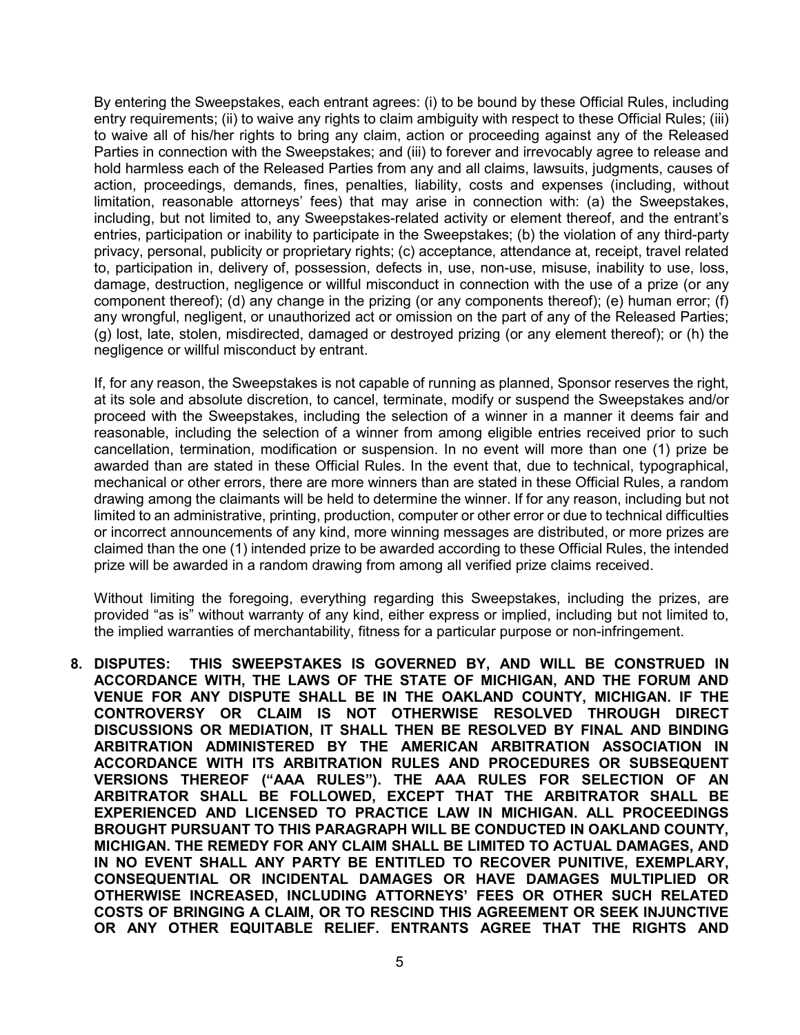By entering the Sweepstakes, each entrant agrees: (i) to be bound by these Official Rules, including entry requirements; (ii) to waive any rights to claim ambiguity with respect to these Official Rules; (iii) to waive all of his/her rights to bring any claim, action or proceeding against any of the Released Parties in connection with the Sweepstakes; and (iii) to forever and irrevocably agree to release and hold harmless each of the Released Parties from any and all claims, lawsuits, judgments, causes of action, proceedings, demands, fines, penalties, liability, costs and expenses (including, without limitation, reasonable attorneys' fees) that may arise in connection with: (a) the Sweepstakes, including, but not limited to, any Sweepstakes-related activity or element thereof, and the entrant's entries, participation or inability to participate in the Sweepstakes; (b) the violation of any third-party privacy, personal, publicity or proprietary rights; (c) acceptance, attendance at, receipt, travel related to, participation in, delivery of, possession, defects in, use, non-use, misuse, inability to use, loss, damage, destruction, negligence or willful misconduct in connection with the use of a prize (or any component thereof); (d) any change in the prizing (or any components thereof); (e) human error; (f) any wrongful, negligent, or unauthorized act or omission on the part of any of the Released Parties; (g) lost, late, stolen, misdirected, damaged or destroyed prizing (or any element thereof); or (h) the negligence or willful misconduct by entrant.

If, for any reason, the Sweepstakes is not capable of running as planned, Sponsor reserves the right, at its sole and absolute discretion, to cancel, terminate, modify or suspend the Sweepstakes and/or proceed with the Sweepstakes, including the selection of a winner in a manner it deems fair and reasonable, including the selection of a winner from among eligible entries received prior to such cancellation, termination, modification or suspension. In no event will more than one (1) prize be awarded than are stated in these Official Rules. In the event that, due to technical, typographical, mechanical or other errors, there are more winners than are stated in these Official Rules, a random drawing among the claimants will be held to determine the winner. If for any reason, including but not limited to an administrative, printing, production, computer or other error or due to technical difficulties or incorrect announcements of any kind, more winning messages are distributed, or more prizes are claimed than the one (1) intended prize to be awarded according to these Official Rules, the intended prize will be awarded in a random drawing from among all verified prize claims received.

Without limiting the foregoing, everything regarding this Sweepstakes, including the prizes, are provided "as is" without warranty of any kind, either express or implied, including but not limited to, the implied warranties of merchantability, fitness for a particular purpose or non-infringement.

**8. DISPUTES: THIS SWEEPSTAKES IS GOVERNED BY, AND WILL BE CONSTRUED IN ACCORDANCE WITH, THE LAWS OF THE STATE OF MICHIGAN, AND THE FORUM AND VENUE FOR ANY DISPUTE SHALL BE IN THE OAKLAND COUNTY, MICHIGAN. IF THE CONTROVERSY OR CLAIM IS NOT OTHERWISE RESOLVED THROUGH DIRECT DISCUSSIONS OR MEDIATION, IT SHALL THEN BE RESOLVED BY FINAL AND BINDING ARBITRATION ADMINISTERED BY THE AMERICAN ARBITRATION ASSOCIATION IN ACCORDANCE WITH ITS ARBITRATION RULES AND PROCEDURES OR SUBSEQUENT VERSIONS THEREOF ("AAA RULES"). THE AAA RULES FOR SELECTION OF AN ARBITRATOR SHALL BE FOLLOWED, EXCEPT THAT THE ARBITRATOR SHALL BE EXPERIENCED AND LICENSED TO PRACTICE LAW IN MICHIGAN. ALL PROCEEDINGS BROUGHT PURSUANT TO THIS PARAGRAPH WILL BE CONDUCTED IN OAKLAND COUNTY, MICHIGAN. THE REMEDY FOR ANY CLAIM SHALL BE LIMITED TO ACTUAL DAMAGES, AND IN NO EVENT SHALL ANY PARTY BE ENTITLED TO RECOVER PUNITIVE, EXEMPLARY, CONSEQUENTIAL OR INCIDENTAL DAMAGES OR HAVE DAMAGES MULTIPLIED OR OTHERWISE INCREASED, INCLUDING ATTORNEYS' FEES OR OTHER SUCH RELATED COSTS OF BRINGING A CLAIM, OR TO RESCIND THIS AGREEMENT OR SEEK INJUNCTIVE OR ANY OTHER EQUITABLE RELIEF. ENTRANTS AGREE THAT THE RIGHTS AND**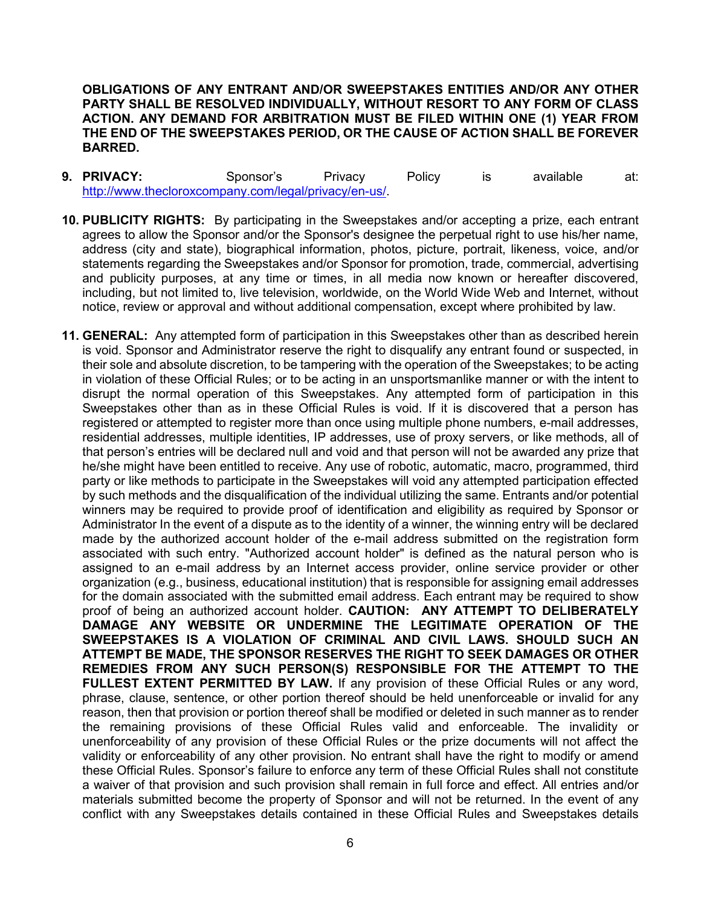**OBLIGATIONS OF ANY ENTRANT AND/OR SWEEPSTAKES ENTITIES AND/OR ANY OTHER PARTY SHALL BE RESOLVED INDIVIDUALLY, WITHOUT RESORT TO ANY FORM OF CLASS ACTION. ANY DEMAND FOR ARBITRATION MUST BE FILED WITHIN ONE (1) YEAR FROM THE END OF THE SWEEPSTAKES PERIOD, OR THE CAUSE OF ACTION SHALL BE FOREVER BARRED.**

9. **PRIVACY:** Sponsor's Privacy Policy is available at: http://www.thecloroxcompany.com/legal/privacy/en-us/.

10. **PUBLICITY RIGHTS:** By participating in the Sweepstakes and/or accepting a prize, each entrant agrees to allow the Sponsor and/or the Sponsor's designee the perpetual right to use his/her name, address (city and state), biographical information, photos, picture, portrait, likeness, voice, and/or statements regarding the Sweepstakes and/or Sponsor for promotion, trade, commercial, advertising and publicity purposes, at any time or times, in all media now known or hereafter discovered, including, but not limited to, live television, worldwide, on the World Wide Web and Internet, without notice, review or approval and without additional compensation, except where prohibited by law.

11. **GENERAL:** Any attempted form of participation in this Sweepstakes other than as described herein is void. Sponsor and Administrator reserve the right to disqualify any entrant found or suspected, in their sole and absolute discretion, to be tampering with the operation of the Sweepstakes; to be acting in violation of these Official Rules; or to be acting in an unsportsmanlike manner or with the intent to disrupt the normal operation of this Sweepstakes. Any attempted form of participation in this Sweepstakes other than as in these Official Rules is void. If it is discovered that a person has registered or attempted to register more than once using multiple phone numbers, e-mail addresses, residential addresses, multiple identities, IP addresses, use of proxy servers, or like methods, all of that person's entries will be declared null and void and that person will not be awarded any prize that he/she might have been entitled to receive. Any use of robotic, automatic, macro, programmed, third party or like methods to participate in the Sweepstakes will void any attempted participation effected by such methods and the disqualification of the individual utilizing the same. Entrants and/or potential winners may be required to provide proof of identification and eligibility as required by Sponsor or Administrator In the event of a dispute as to the identity of a winner, the winning entry will be declared made by the authorized account holder of the e-mail address submitted on the registration form associated with such entry. "Authorized account holder" is defined as the natural person who is assigned to an e-mail address by an Internet access provider, online service provider or other organization (e.g., business, educational institution) that is responsible for assigning email addresses for the domain associated with the submitted email address. Each entrant may be required to show proof of being an authorized account holder. **CAUTION: ANY ATTEMPT TO DELIBERATELY DAMAGE ANY WEBSITE OR UNDERMINE THE LEGITIMATE OPERATION OF THE SWEEPSTAKES IS A VIOLATION OF CRIMINAL AND CIVIL LAWS. SHOULD SUCH AN ATTEMPT BE MADE, THE SPONSOR RESERVES THE RIGHT TO SEEK DAMAGES OR OTHER REMEDIES FROM ANY SUCH PERSON(S) RESPONSIBLE FOR THE ATTEMPT TO THE FULLEST EXTENT PERMITTED BY LAW.** If any provision of these Official Rules or any word, phrase, clause, sentence, or other portion thereof should be held unenforceable or invalid for any reason, then that provision or portion thereof shall be modified or deleted in such manner as to render the remaining provisions of these Official Rules valid and enforceable. The invalidity or unenforceability of any provision of these Official Rules or the prize documents will not affect the validity or enforceability of any other provision. No entrant shall have the right to modify or amend these Official Rules. Sponsor's failure to enforce any term of these Official Rules shall not constitute a waiver of that provision and such provision shall remain in full force and effect. All entries and/or materials submitted become the property of Sponsor and will not be returned. In the event of any conflict with any Sweepstakes details contained in these Official Rules and Sweepstakes details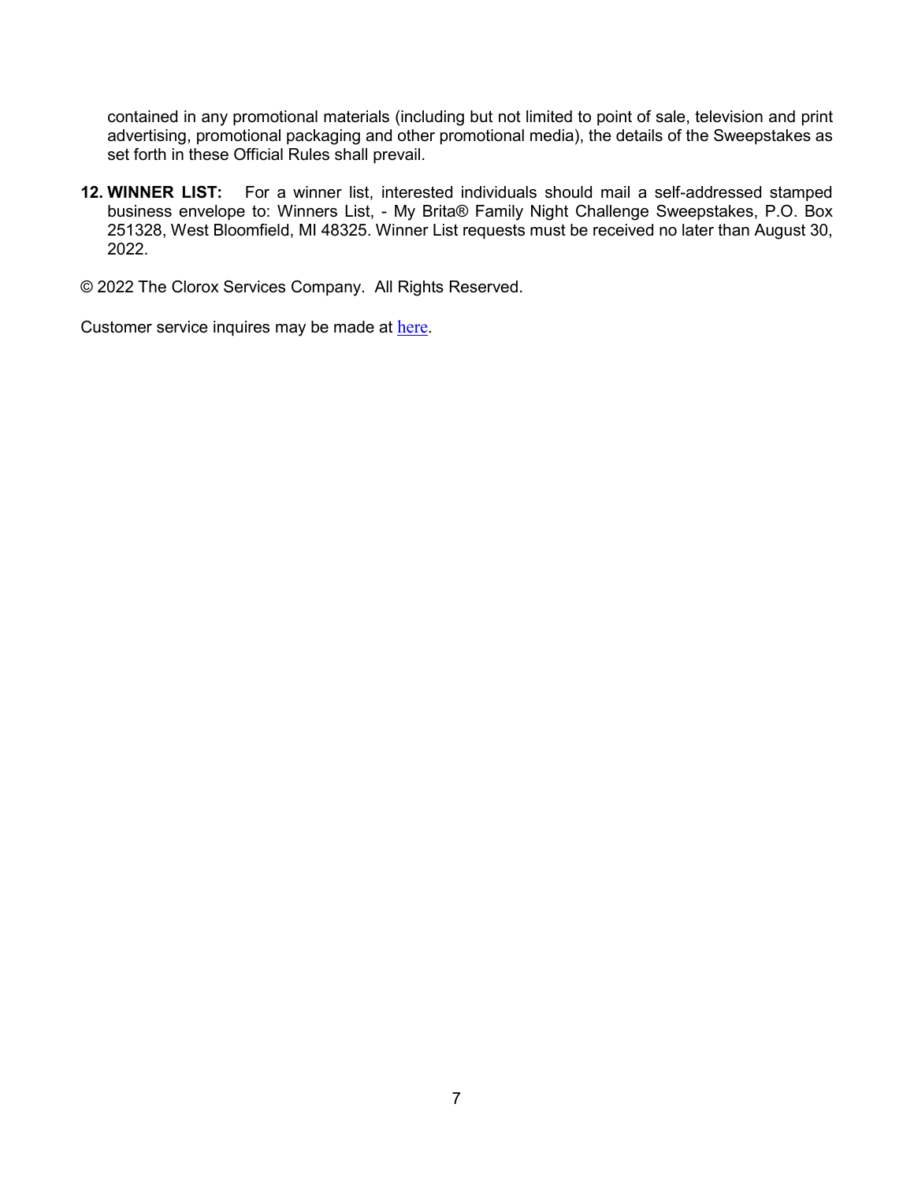contained in any promotional materials (including but not limited to point of sale, television and print advertising, promotional packaging and other promotional media), the details of the Sweepstakes as set forth in these Official Rules shall prevail.

12. **WINNER LIST:** For a winner list, interested individuals should mail a self-addressed stamped business envelope to: Winners List, - My Brita® Family Night Challenge Sweepstakes, P.O. Box 251328, West Bloomfield, MI 48325. Winner List requests must be received no later than August 30, 2022.

© 2022 The Clorox Services Company. All Rights Reserved.

Customer service inquires may be made at here.